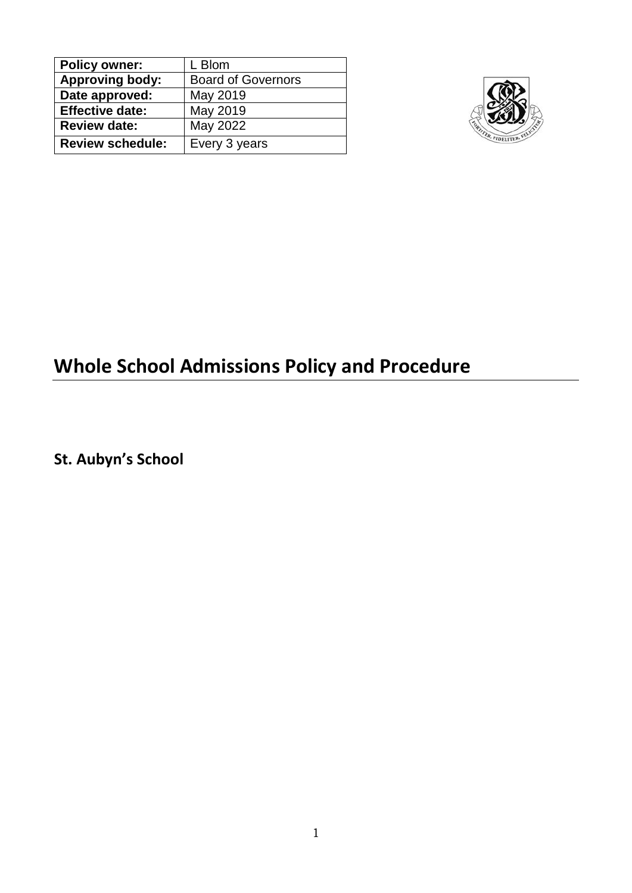| Policy owner: | L Blom |
| --- | --- |
| Approving body: | Board of Governors |
| Date approved: | May 2019 |
| Effective date: | May 2019 |
| Review date: | May 2022 |
| Review schedule: | Every 3 years |

# Whole School Admissions Policy and Procedure

**St. Aubyn's School**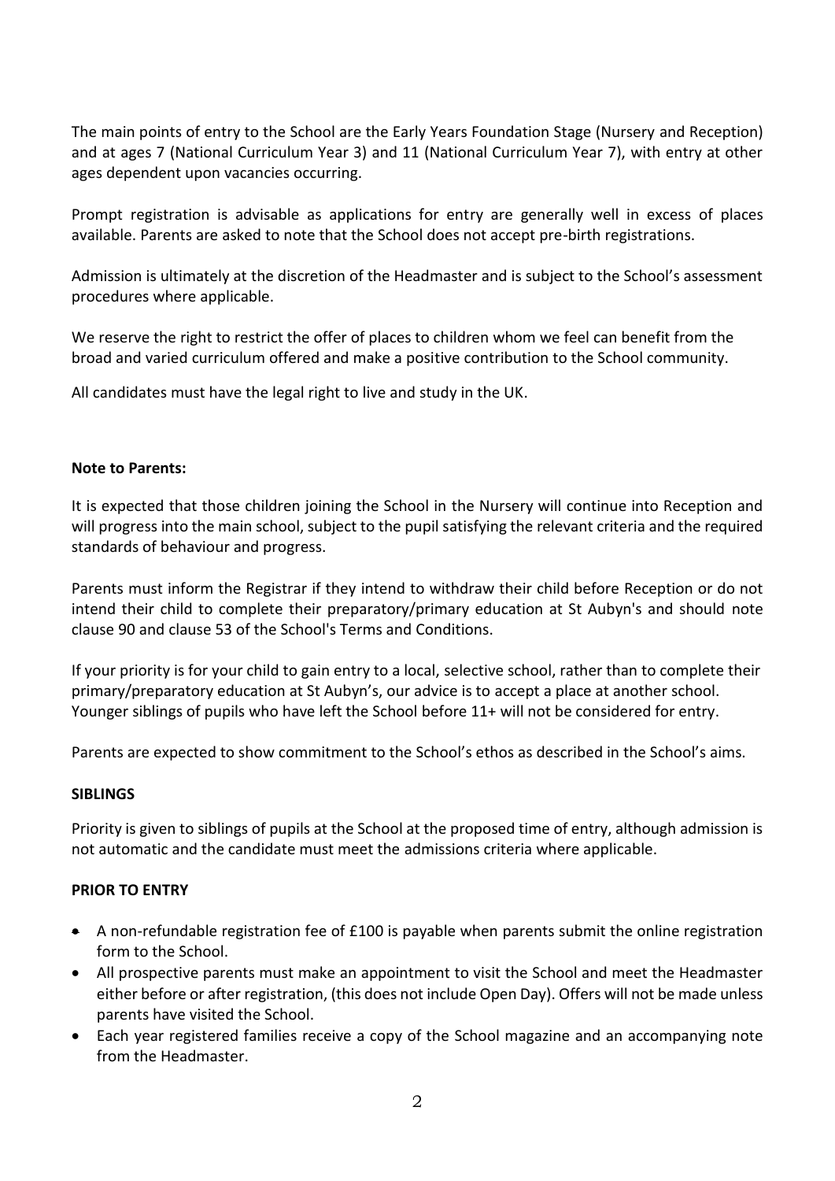The main points of entry to the School are the Early Years Foundation Stage (Nursery and Reception) and at ages 7 (National Curriculum Year 3) and 11 (National Curriculum Year 7), with entry at other ages dependent upon vacancies occurring.

Prompt registration is advisable as applications for entry are generally well in excess of places available. Parents are asked to note that the School does not accept pre-birth registrations.

Admission is ultimately at the discretion of the Headmaster and is subject to the School's assessment procedures where applicable.

We reserve the right to restrict the offer of places to children whom we feel can benefit from the broad and varied curriculum offered and make a positive contribution to the School community.

All candidates must have the legal right to live and study in the UK.

**Note to Parents:**

It is expected that those children joining the School in the Nursery will continue into Reception and will progress into the main school, subject to the pupil satisfying the relevant criteria and the required standards of behaviour and progress.

Parents must inform the Registrar if they intend to withdraw their child before Reception or do not intend their child to complete their preparatory/primary education at St Aubyn's and should note clause 90 and clause 53 of the School's Terms and Conditions.

If your priority is for your child to gain entry to a local, selective school, rather than to complete their primary/preparatory education at St Aubyn's, our advice is to accept a place at another school. Younger siblings of pupils who have left the School before 11+ will not be considered for entry.

Parents are expected to show commitment to the School's ethos as described in the School's aims.

**SIBLINGS**

Priority is given to siblings of pupils at the School at the proposed time of entry, although admission is not automatic and the candidate must meet the admissions criteria where applicable.

**PRIOR TO ENTRY**

- A non-refundable registration fee of £100 is payable when parents submit the online registration form to the School.
- All prospective parents must make an appointment to visit the School and meet the Headmaster either before or after registration, (this does not include Open Day). Offers will not be made unless parents have visited the School.
- Each year registered families receive a copy of the School magazine and an accompanying note from the Headmaster.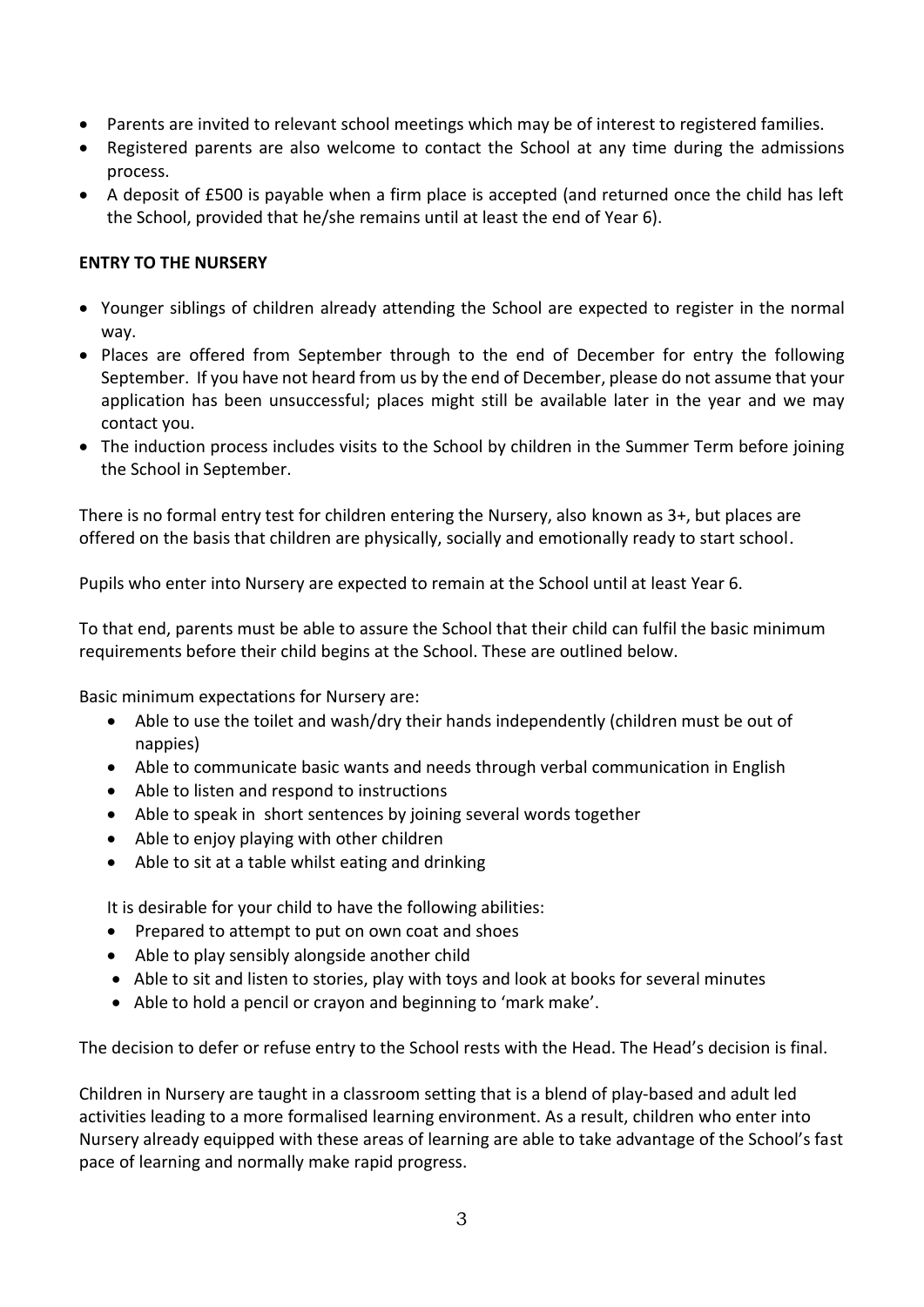- Parents are invited to relevant school meetings which may be of interest to registered families.
- Registered parents are also welcome to contact the School at any time during the admissions process.
- A deposit of £500 is payable when a firm place is accepted (and returned once the child has left the School, provided that he/she remains until at least the end of Year 6).

**ENTRY TO THE NURSERY**

- Younger siblings of children already attending the School are expected to register in the normal way.
- Places are offered from September through to the end of December for entry the following September. If you have not heard from us by the end of December, please do not assume that your application has been unsuccessful; places might still be available later in the year and we may contact you.
- The induction process includes visits to the School by children in the Summer Term before joining the School in September.

There is no formal entry test for children entering the Nursery, also known as 3+, but places are offered on the basis that children are physically, socially and emotionally ready to start school.

Pupils who enter into Nursery are expected to remain at the School until at least Year 6.

To that end, parents must be able to assure the School that their child can fulfil the basic minimum requirements before their child begins at the School. These are outlined below.

Basic minimum expectations for Nursery are:

- Able to use the toilet and wash/dry their hands independently (children must be out of nappies)
- Able to communicate basic wants and needs through verbal communication in English
- Able to listen and respond to instructions
- Able to speak in short sentences by joining several words together
- Able to enjoy playing with other children
- Able to sit at a table whilst eating and drinking

It is desirable for your child to have the following abilities:

- Prepared to attempt to put on own coat and shoes
- Able to play sensibly alongside another child
- Able to sit and listen to stories, play with toys and look at books for several minutes
- Able to hold a pencil or crayon and beginning to 'mark make'.

The decision to defer or refuse entry to the School rests with the Head. The Head's decision is final.

Children in Nursery are taught in a classroom setting that is a blend of play-based and adult led activities leading to a more formalised learning environment. As a result, children who enter into Nursery already equipped with these areas of learning are able to take advantage of the School's fast pace of learning and normally make rapid progress.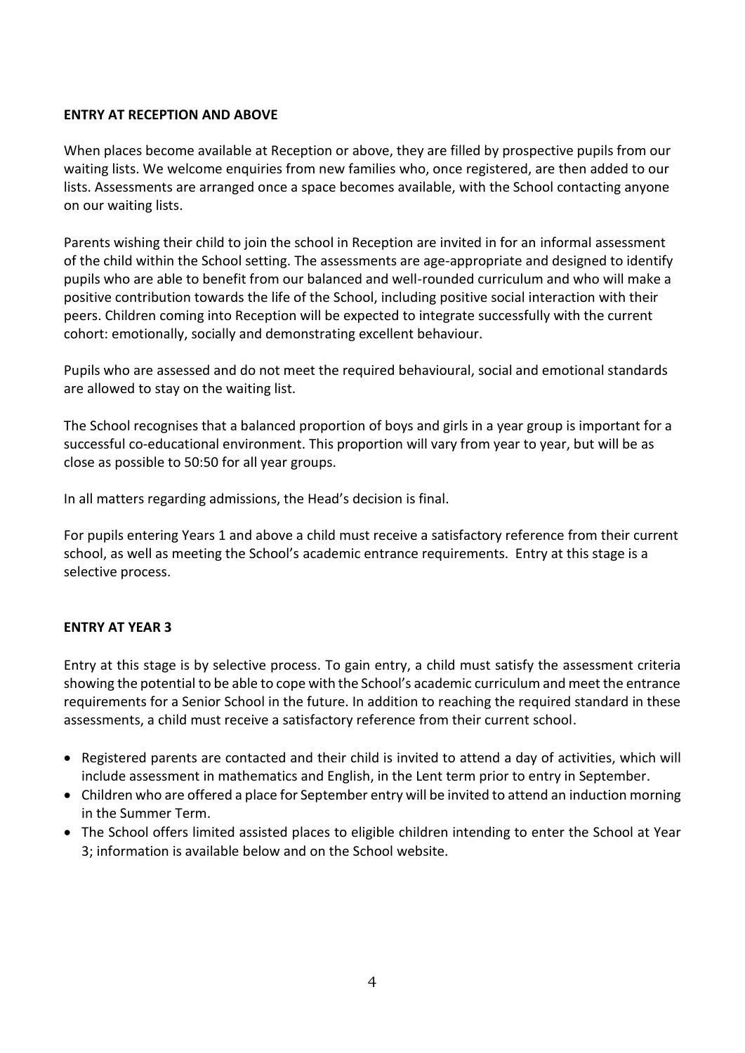## ENTRY AT RECEPTION AND ABOVE

When places become available at Reception or above, they are filled by prospective pupils from our waiting lists. We welcome enquiries from new families who, once registered, are then added to our lists. Assessments are arranged once a space becomes available, with the School contacting anyone on our waiting lists.

Parents wishing their child to join the school in Reception are invited in for an informal assessment of the child within the School setting. The assessments are age-appropriate and designed to identify pupils who are able to benefit from our balanced and well-rounded curriculum and who will make a positive contribution towards the life of the School, including positive social interaction with their peers. Children coming into Reception will be expected to integrate successfully with the current cohort: emotionally, socially and demonstrating excellent behaviour.

Pupils who are assessed and do not meet the required behavioural, social and emotional standards are allowed to stay on the waiting list.

The School recognises that a balanced proportion of boys and girls in a year group is important for a successful co-educational environment. This proportion will vary from year to year, but will be as close as possible to 50:50 for all year groups.

In all matters regarding admissions, the Head's decision is final.

For pupils entering Years 1 and above a child must receive a satisfactory reference from their current school, as well as meeting the School's academic entrance requirements. Entry at this stage is a selective process.

## ENTRY AT YEAR 3

Entry at this stage is by selective process. To gain entry, a child must satisfy the assessment criteria showing the potential to be able to cope with the School's academic curriculum and meet the entrance requirements for a Senior School in the future. In addition to reaching the required standard in these assessments, a child must receive a satisfactory reference from their current school.

- Registered parents are contacted and their child is invited to attend a day of activities, which will include assessment in mathematics and English, in the Lent term prior to entry in September.
- Children who are offered a place for September entry will be invited to attend an induction morning in the Summer Term.
- The School offers limited assisted places to eligible children intending to enter the School at Year 3; information is available below and on the School website.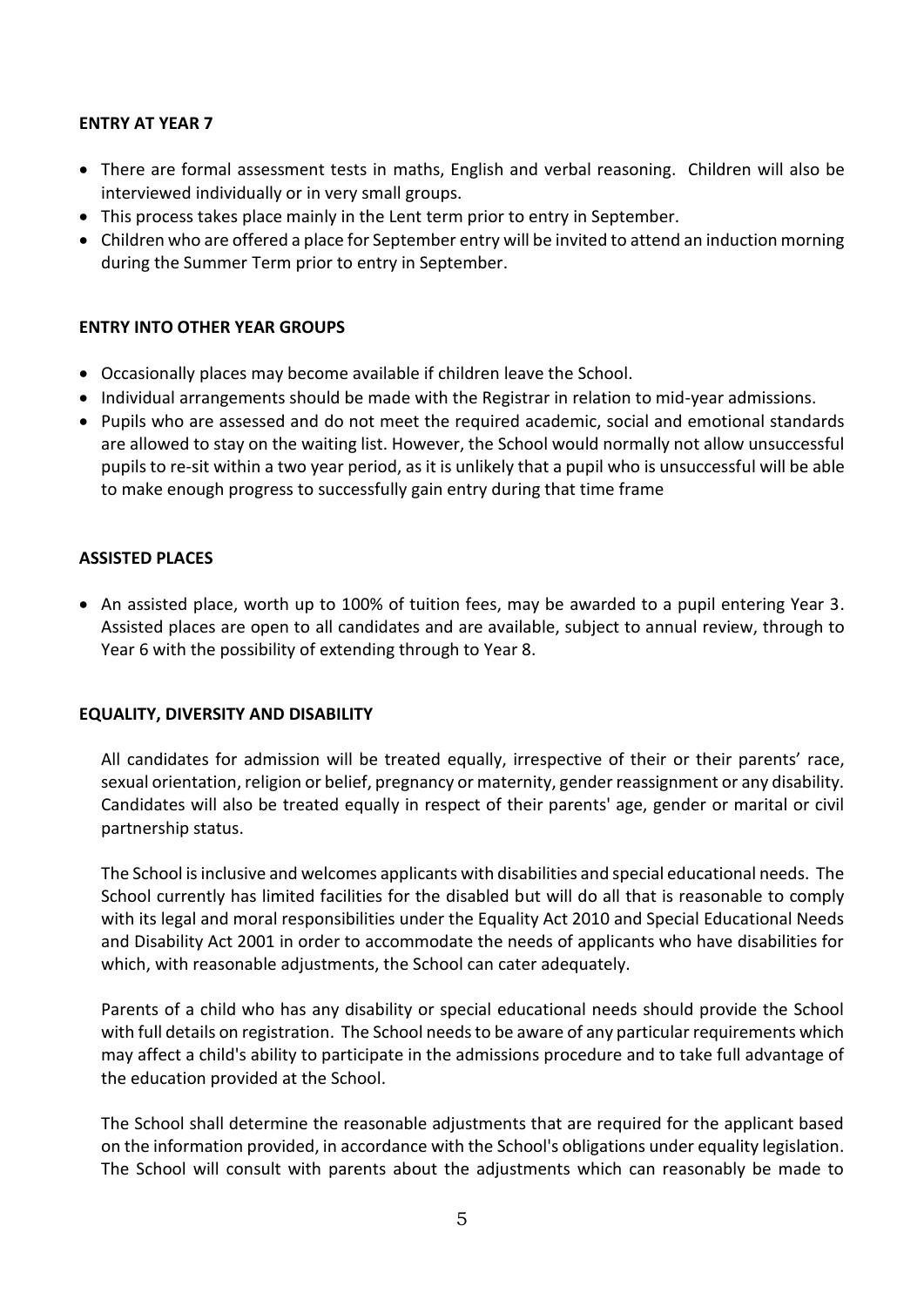## ENTRY AT YEAR 7

- There are formal assessment tests in maths, English and verbal reasoning. Children will also be interviewed individually or in very small groups.
- This process takes place mainly in the Lent term prior to entry in September.
- Children who are offered a place for September entry will be invited to attend an induction morning during the Summer Term prior to entry in September.

## ENTRY INTO OTHER YEAR GROUPS

- Occasionally places may become available if children leave the School.
- Individual arrangements should be made with the Registrar in relation to mid-year admissions.
- Pupils who are assessed and do not meet the required academic, social and emotional standards are allowed to stay on the waiting list. However, the School would normally not allow unsuccessful pupils to re-sit within a two year period, as it is unlikely that a pupil who is unsuccessful will be able to make enough progress to successfully gain entry during that time frame

## ASSISTED PLACES

- An assisted place, worth up to 100% of tuition fees, may be awarded to a pupil entering Year 3. Assisted places are open to all candidates and are available, subject to annual review, through to Year 6 with the possibility of extending through to Year 8.

## EQUALITY, DIVERSITY AND DISABILITY

All candidates for admission will be treated equally, irrespective of their or their parents' race, sexual orientation, religion or belief, pregnancy or maternity, gender reassignment or any disability. Candidates will also be treated equally in respect of their parents' age, gender or marital or civil partnership status.

The School is inclusive and welcomes applicants with disabilities and special educational needs. The School currently has limited facilities for the disabled but will do all that is reasonable to comply with its legal and moral responsibilities under the Equality Act 2010 and Special Educational Needs and Disability Act 2001 in order to accommodate the needs of applicants who have disabilities for which, with reasonable adjustments, the School can cater adequately.

Parents of a child who has any disability or special educational needs should provide the School with full details on registration. The School needs to be aware of any particular requirements which may affect a child's ability to participate in the admissions procedure and to take full advantage of the education provided at the School.

The School shall determine the reasonable adjustments that are required for the applicant based on the information provided, in accordance with the School's obligations under equality legislation. The School will consult with parents about the adjustments which can reasonably be made to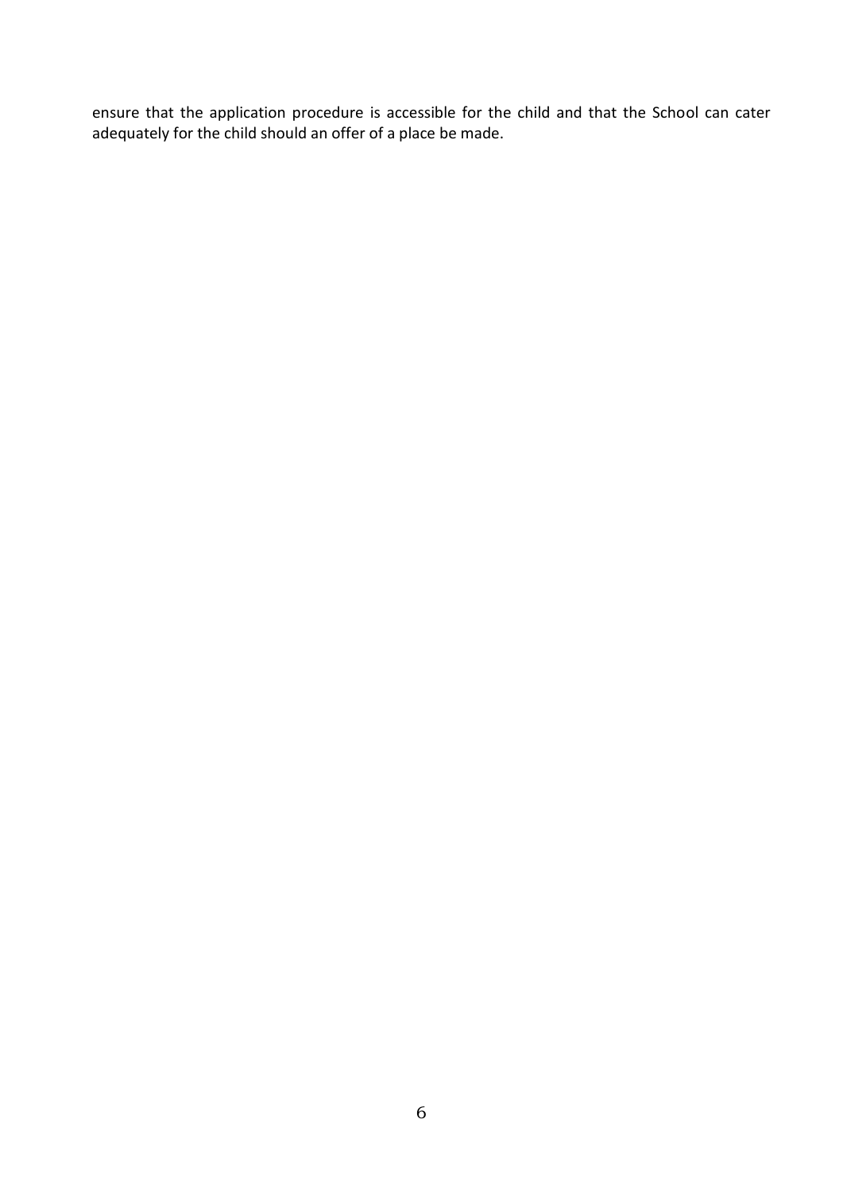ensure that the application procedure is accessible for the child and that the School can cater adequately for the child should an offer of a place be made.